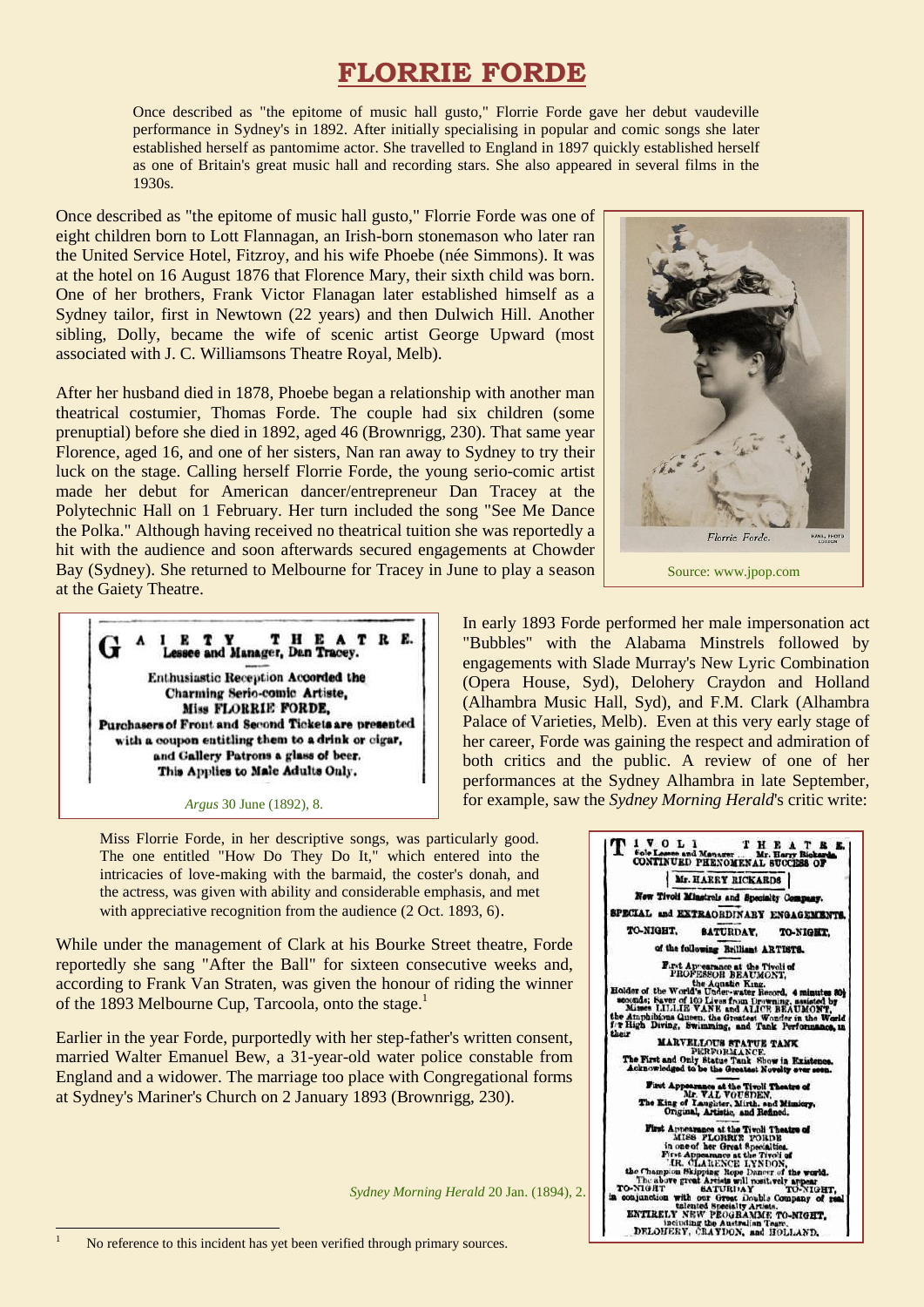# FLORRIE FORDE

Once described as "the epitome of music hall gusto," Florrie Forde gave her debut vaudeville performance in Sydney's in 1892. After initially specialising in popular and comic songs she later established herself as pantomime actor. She travelled to England in 1897 quickly established herself as one of Britain's great music hall and recording stars. She also appeared in several films in the 1930s.

Once described as "the epitome of music hall gusto," Florrie Forde was one of eight children born to Lott Flannagan, an Irish-born stonemason who later ran the United Service Hotel, Fitzroy, and his wife Phoebe (née Simmons). It was at the hotel on 16 August 1876 that Florence Mary, their sixth child was born. One of her brothers, Frank Victor Flanagan later established himself as a Sydney tailor, first in Newtown (22 years) and then Dulwich Hill. Another sibling, Dolly, became the wife of scenic artist George Upward (most associated with J. C. Williamsons Theatre Royal, Melb).

After her husband died in 1878, Phoebe began a relationship with another man theatrical costumier, Thomas Forde. The couple had six children (some prenuptial) before she died in 1892, aged 46 (Brownrigg, 230). That same year Florence, aged 16, and one of her sisters, Nan ran away to Sydney to try their luck on the stage. Calling herself Florrie Forde, the young serio-comic artist made her debut for American dancer/entrepreneur Dan Tracey at the Polytechnic Hall on 1 February. Her turn included the song "See Me Dance the Polka." Although having received no theatrical tuition she was reportedly a hit with the audience and soon afterwards secured engagements at Chowder Bay (Sydney). She returned to Melbourne for Tracey in June to play a season at the Gaiety Theatre.

Florrie Forde.

Source: www.jpop.com

GAIETY THEATRE.
Lessee and Manager, Dan Tracey.

Enthusiastic Reception Accorded the Charming Serio-comic Artiste, Miss FLORRIE FORDE,
Purchasers of Front and Second Tickets are presented with a coupon entitling them to a drink or cigar, and Gallery Patrons a glass of beer.
This Applies to Male Adults Only.

*Argus* 30 June (1892), 8.

In early 1893 Forde performed her male impersonation act "Bubbles" with the Alabama Minstrels followed by engagements with Slade Murray's New Lyric Combination (Opera House, Syd), Delohery Craydon and Holland (Alhambra Music Hall, Syd), and F.M. Clark (Alhambra Palace of Varieties, Melb). Even at this very early stage of her career, Forde was gaining the respect and admiration of both critics and the public. A review of one of her performances at the Sydney Alhambra in late September, for example, saw the *Sydney Morning Herald*'s critic write:

> Miss Florrie Forde, in her descriptive songs, was particularly good. The one entitled "How Do They Do It," which entered into the intricacies of love-making with the barmaid, the coster's donah, and the actress, was given with ability and considerable emphasis, and met with appreciative recognition from the audience (2 Oct. 1893, 6).

While under the management of Clark at his Bourke Street theatre, Forde reportedly she sang "After the Ball" for sixteen consecutive weeks and, according to Frank Van Straten, was given the honour of riding the winner of the 1893 Melbourne Cup, Tarcoola, onto the stage.[1]

Earlier in the year Forde, purportedly with her step-father's written consent, married Walter Emanuel Bew, a 31-year-old water police constable from England and a widower. The marriage too place with Congregational forms at Sydney's Mariner's Church on 2 January 1893 (Brownrigg, 230).

TIVOLI THEATRE.
Sole Lessee and Manager ... Mr. Harry Rickards.
CONTINUED PHENOMENAL SUCCESS OF
Mr. HARRY RICKARDS
New Tivoli Minstrels and Specialty Company.
SPECIAL and EXTRAORDINARY ENGAGEMENTS.
TO-NIGHT, SATURDAY, TO-NIGHT,
of the following Brilliant ARTISTS.
First Appearance at the Tivoli of PROFESSOR BEAUMONT, the Aquatic King. Holder of the World's Under-water Record, 4 minutes 80½ seconds; Saver of 169 Lives from Drowning, assisted by Misses LILLIE VANE and ALICE BEAUMONT, the Amphibious Queen, the Greatest Wonder in the World for High Diving, Swimming, and Tank Performance, in their
MARVELLOUS STATUE TANK PERFORMANCE.
The First and Only Statue Tank Show in Existence. Acknowledged to be the Greatest Novelty ever seen.
First Appearance at the Tivoli Theatre of Mr. VAL VOUSDEN, The King of Laughter, Mirth, and Mimicry, Original, Artistic, and Refined.
First Appearance at the Tivoli Theatre of MISS FLORRIE FORDE in one of her Great Specialties.
First Appearance at the Tivoli of MR. CLARENCE LYNDON, the Champion Skipping Rope Dancer of the world.
The above great Artists will positively appear
TO-NIGHT SATURDAY TO-NIGHT,
in conjunction with our Great Double Company of real talented Specialty Artists.
ENTIRELY NEW PROGRAMME TO-NIGHT, including the Australian Team, DELOHERY, CRAYDON, and HOLLAND.

*Sydney Morning Herald* 20 Jan. (1894), 2.

[1] No reference to this incident has yet been verified through primary sources.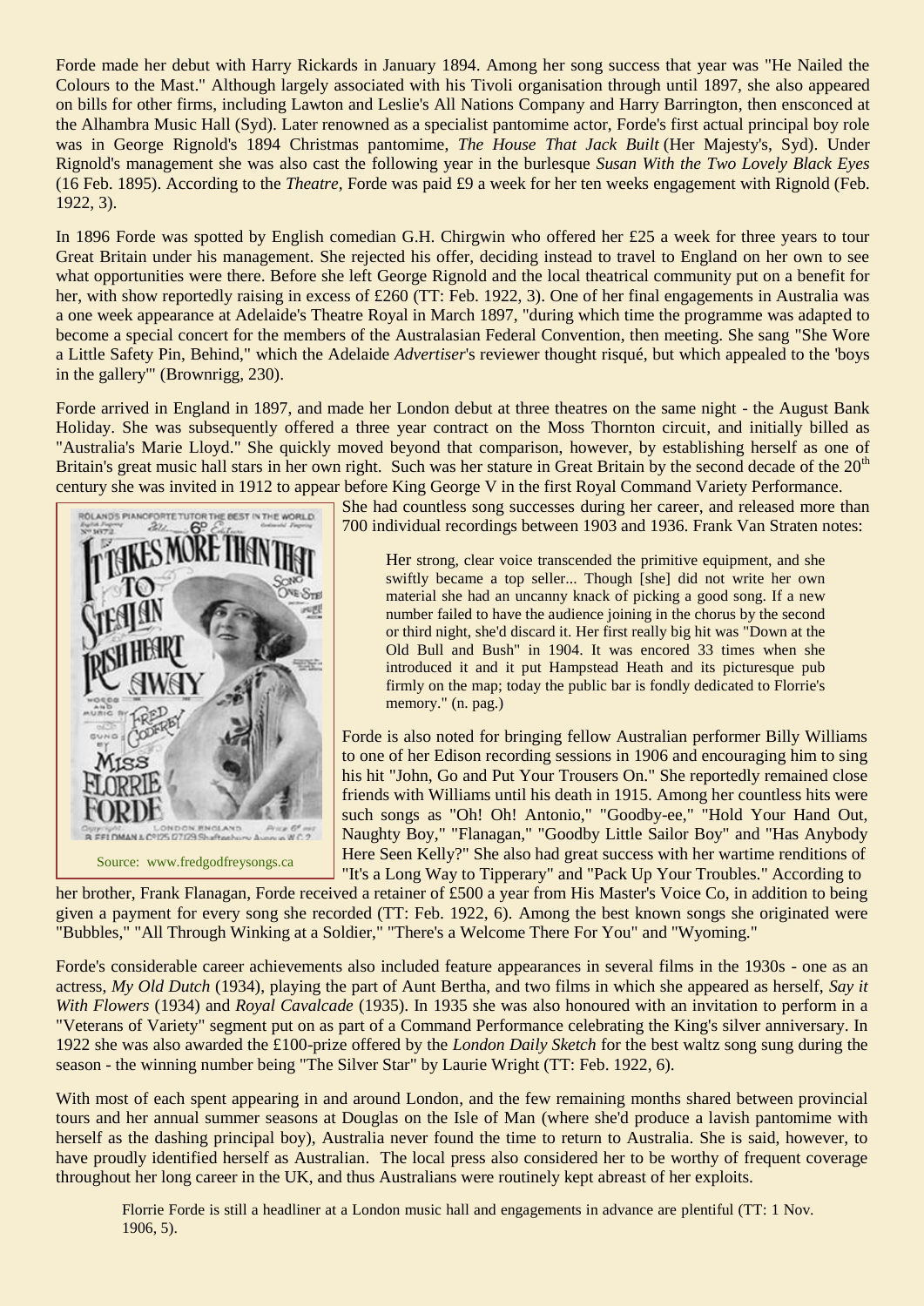Forde made her debut with Harry Rickards in January 1894. Among her song success that year was "He Nailed the Colours to the Mast." Although largely associated with his Tivoli organisation through until 1897, she also appeared on bills for other firms, including Lawton and Leslie's All Nations Company and Harry Barrington, then ensconced at the Alhambra Music Hall (Syd). Later renowned as a specialist pantomime actor, Forde's first actual principal boy role was in George Rignold's 1894 Christmas pantomime, *The House That Jack Built* (Her Majesty's, Syd). Under Rignold's management she was also cast the following year in the burlesque *Susan With the Two Lovely Black Eyes* (16 Feb. 1895). According to the *Theatre*, Forde was paid £9 a week for her ten weeks engagement with Rignold (Feb. 1922, 3).

In 1896 Forde was spotted by English comedian G.H. Chirgwin who offered her £25 a week for three years to tour Great Britain under his management. She rejected his offer, deciding instead to travel to England on her own to see what opportunities were there. Before she left George Rignold and the local theatrical community put on a benefit for her, with show reportedly raising in excess of £260 (TT: Feb. 1922, 3). One of her final engagements in Australia was a one week appearance at Adelaide's Theatre Royal in March 1897, "during which time the programme was adapted to become a special concert for the members of the Australasian Federal Convention, then meeting. She sang "She Wore a Little Safety Pin, Behind," which the Adelaide *Advertiser*'s reviewer thought risqué, but which appealed to the 'boys in the gallery'" (Brownrigg, 230).

Forde arrived in England in 1897, and made her London debut at three theatres on the same night - the August Bank Holiday. She was subsequently offered a three year contract on the Moss Thornton circuit, and initially billed as "Australia's Marie Lloyd." She quickly moved beyond that comparison, however, by establishing herself as one of Britain's great music hall stars in her own right. Such was her stature in Great Britain by the second decade of the 20th century she was invited in 1912 to appear before King George V in the first Royal Command Variety Performance.

Source: www.fredgodfreysongs.ca

She had countless song successes during her career, and released more than 700 individual recordings between 1903 and 1936. Frank Van Straten notes:

> Her strong, clear voice transcended the primitive equipment, and she swiftly became a top seller... Though [she] did not write her own material she had an uncanny knack of picking a good song. If a new number failed to have the audience joining in the chorus by the second or third night, she'd discard it. Her first really big hit was "Down at the Old Bull and Bush" in 1904. It was encored 33 times when she introduced it and it put Hampstead Heath and its picturesque pub firmly on the map; today the public bar is fondly dedicated to Florrie's memory." (n. pag.)

Forde is also noted for bringing fellow Australian performer Billy Williams to one of her Edison recording sessions in 1906 and encouraging him to sing his hit "John, Go and Put Your Trousers On." She reportedly remained close friends with Williams until his death in 1915. Among her countless hits were such songs as "Oh! Oh! Antonio," "Goodby-ee," "Hold Your Hand Out, Naughty Boy," "Flanagan," "Goodby Little Sailor Boy" and "Has Anybody Here Seen Kelly?" She also had great success with her wartime renditions of "It's a Long Way to Tipperary" and "Pack Up Your Troubles." According to her brother, Frank Flanagan, Forde received a retainer of £500 a year from His Master's Voice Co, in addition to being given a payment for every song she recorded (TT: Feb. 1922, 6). Among the best known songs she originated were "Bubbles," "All Through Winking at a Soldier," "There's a Welcome There For You" and "Wyoming."

Forde's considerable career achievements also included feature appearances in several films in the 1930s - one as an actress, *My Old Dutch* (1934), playing the part of Aunt Bertha, and two films in which she appeared as herself, *Say it With Flowers* (1934) and *Royal Cavalcade* (1935). In 1935 she was also honoured with an invitation to perform in a "Veterans of Variety" segment put on as part of a Command Performance celebrating the King's silver anniversary. In 1922 she was also awarded the £100-prize offered by the *London Daily Sketch* for the best waltz song sung during the season - the winning number being "The Silver Star" by Laurie Wright (TT: Feb. 1922, 6).

With most of each spent appearing in and around London, and the few remaining months shared between provincial tours and her annual summer seasons at Douglas on the Isle of Man (where she'd produce a lavish pantomime with herself as the dashing principal boy), Australia never found the time to return to Australia. She is said, however, to have proudly identified herself as Australian. The local press also considered her to be worthy of frequent coverage throughout her long career in the UK, and thus Australians were routinely kept abreast of her exploits.

> Florrie Forde is still a headliner at a London music hall and engagements in advance are plentiful (TT: 1 Nov. 1906, 5).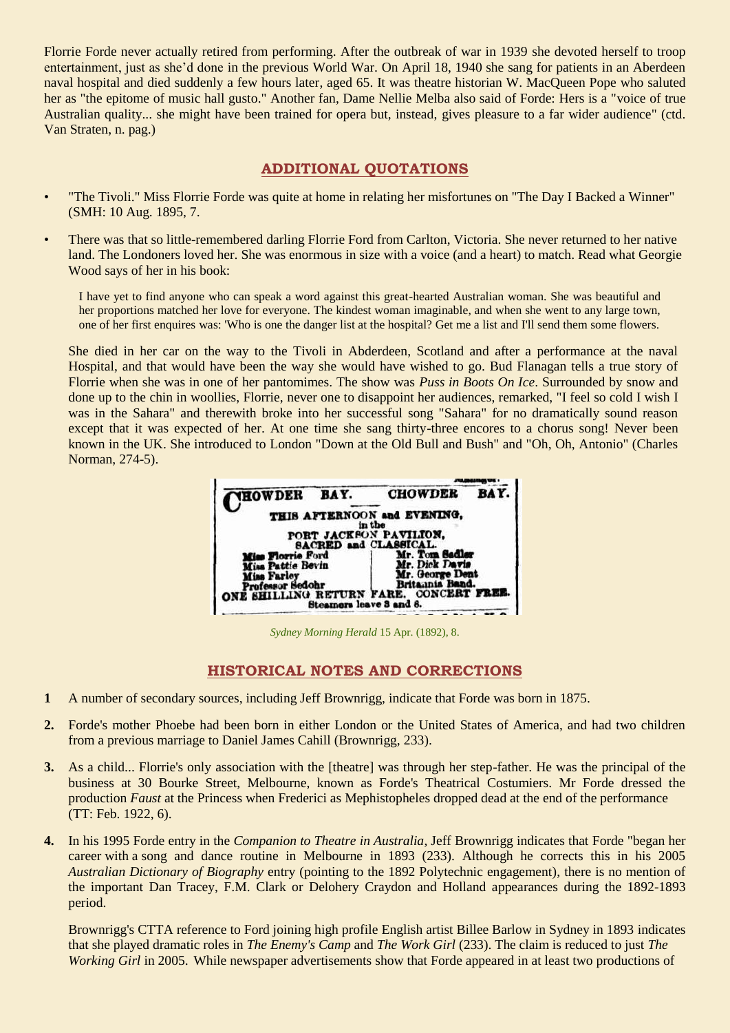Florrie Forde never actually retired from performing. After the outbreak of war in 1939 she devoted herself to troop entertainment, just as she'd done in the previous World War. On April 18, 1940 she sang for patients in an Aberdeen naval hospital and died suddenly a few hours later, aged 65. It was theatre historian W. MacQueen Pope who saluted her as "the epitome of music hall gusto." Another fan, Dame Nellie Melba also said of Forde: Hers is a "voice of true Australian quality... she might have been trained for opera but, instead, gives pleasure to a far wider audience" (ctd. Van Straten, n. pag.)

## ADDITIONAL QUOTATIONS

- "The Tivoli." Miss Florrie Forde was quite at home in relating her misfortunes on "The Day I Backed a Winner" (SMH: 10 Aug. 1895, 7.

- There was that so little-remembered darling Florrie Ford from Carlton, Victoria. She never returned to her native land. The Londoners loved her. She was enormous in size with a voice (and a heart) to match. Read what Georgie Wood says of her in his book:

  > I have yet to find anyone who can speak a word against this great-hearted Australian woman. She was beautiful and her proportions matched her love for everyone. The kindest woman imaginable, and when she went to any large town, one of her first enquires was: 'Who is one the danger list at the hospital? Get me a list and I'll send them some flowers.

  She died in her car on the way to the Tivoli in Abderdeen, Scotland and after a performance at the naval Hospital, and that would have been the way she would have wished to go. Bud Flanagan tells a true story of Florrie when she was in one of her pantomimes. The show was *Puss in Boots On Ice*. Surrounded by snow and done up to the chin in woollies, Florrie, never one to disappoint her audiences, remarked, "I feel so cold I wish I was in the Sahara" and therewith broke into her successful song "Sahara" for no dramatically sound reason except that it was expected of her. At one time she sang thirty-three encores to a chorus song! Never been known in the UK. She introduced to London "Down at the Old Bull and Bush" and "Oh, Oh, Antonio" (Charles Norman, 274-5).

CHOWDER BAY. CHOWDER BAY.
THIS AFTERNOON and EVENING,
in the
PORT JACKSON PAVILION,
SACRED and CLASSICAL.
Miss Florrie Ford | Mr. Tom Sadler
Miss Pattie Bevin | Mr. Dick Davis
Miss Farley | Mr. George Dent
Professor Sedohr | Britannia Band.
ONE SHILLING RETURN FARE. CONCERT FREE.
Steamers leave 3 and 6.

*Sydney Morning Herald* 15 Apr. (1892), 8.

## HISTORICAL NOTES AND CORRECTIONS

**1** A number of secondary sources, including Jeff Brownrigg, indicate that Forde was born in 1875.

**2.** Forde's mother Phoebe had been born in either London or the United States of America, and had two children from a previous marriage to Daniel James Cahill (Brownrigg, 233).

**3.** As a child... Florrie's only association with the [theatre] was through her step-father. He was the principal of the business at 30 Bourke Street, Melbourne, known as Forde's Theatrical Costumiers. Mr Forde dressed the production *Faust* at the Princess when Frederici as Mephistopheles dropped dead at the end of the performance (TT: Feb. 1922, 6).

**4.** In his 1995 Forde entry in the *Companion to Theatre in Australia*, Jeff Brownrigg indicates that Forde "began her career with a song and dance routine in Melbourne in 1893 (233). Although he corrects this in his 2005 *Australian Dictionary of Biography* entry (pointing to the 1892 Polytechnic engagement), there is no mention of the important Dan Tracey, F.M. Clark or Delohery Craydon and Holland appearances during the 1892-1893 period.

Brownrigg's CTTA reference to Ford joining high profile English artist Billee Barlow in Sydney in 1893 indicates that she played dramatic roles in *The Enemy's Camp* and *The Work Girl* (233). The claim is reduced to just *The Working Girl* in 2005. While newspaper advertisements show that Forde appeared in at least two productions of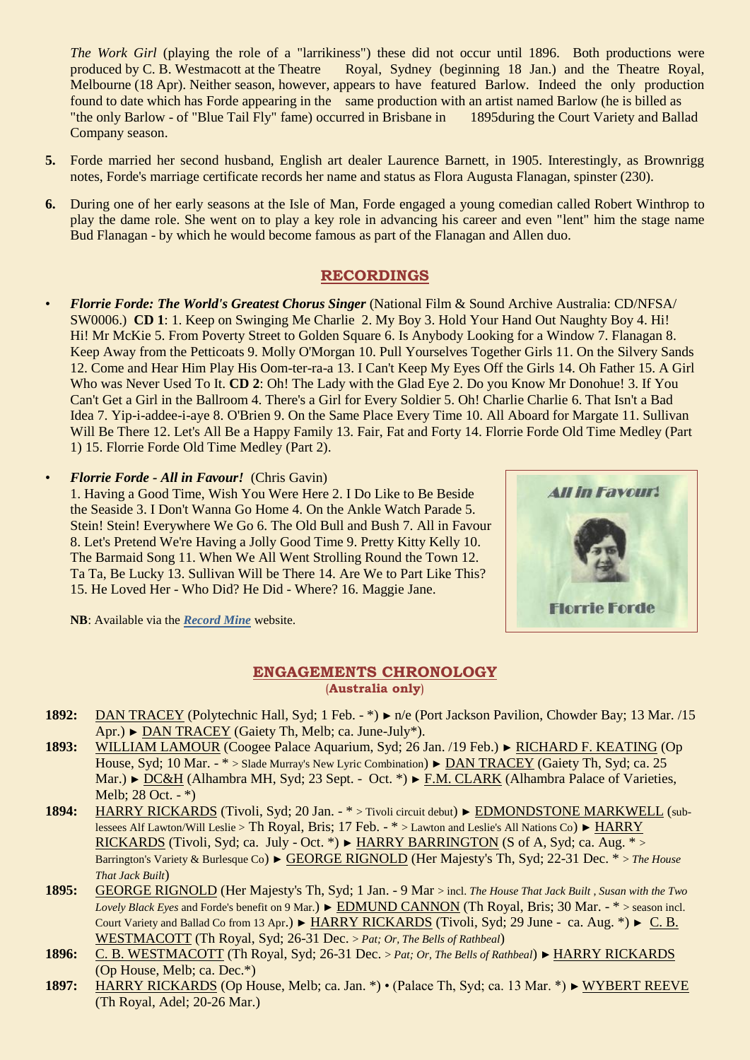*The Work Girl* (playing the role of a "larrikiness") these did not occur until 1896. Both productions were produced by C. B. Westmacott at the Theatre Royal, Sydney (beginning 18 Jan.) and the Theatre Royal, Melbourne (18 Apr). Neither season, however, appears to have featured Barlow. Indeed the only production found to date which has Forde appearing in the same production with an artist named Barlow (he is billed as "the only Barlow - of "Blue Tail Fly" fame) occurred in Brisbane in 1895during the Court Variety and Ballad Company season.

**5.** Forde married her second husband, English art dealer Laurence Barnett, in 1905. Interestingly, as Brownrigg notes, Forde's marriage certificate records her name and status as Flora Augusta Flanagan, spinster (230).

**6.** During one of her early seasons at the Isle of Man, Forde engaged a young comedian called Robert Winthrop to play the dame role. She went on to play a key role in advancing his career and even "lent" him the stage name Bud Flanagan - by which he would become famous as part of the Flanagan and Allen duo.

## RECORDINGS

- ***Florrie Forde: The World's Greatest Chorus Singer*** (National Film & Sound Archive Australia: CD/NFSA/SW0006.) **CD 1**: 1. Keep on Swinging Me Charlie 2. My Boy 3. Hold Your Hand Out Naughty Boy 4. Hi! Hi! Hi! Mr McKie 5. From Poverty Street to Golden Square 6. Is Anybody Looking for a Window 7. Flanagan 8. Keep Away from the Petticoats 9. Molly O'Morgan 10. Pull Yourselves Together Girls 11. On the Silvery Sands 12. Come and Hear Him Play His Oom-ter-ra-a 13. I Can't Keep My Eyes Off the Girls 14. Oh Father 15. A Girl Who was Never Used To It. **CD 2**: Oh! The Lady with the Glad Eye 2. Do you Know Mr Donohue! 3. If You Can't Get a Girl in the Ballroom 4. There's a Girl for Every Soldier 5. Oh! Charlie Charlie 6. That Isn't a Bad Idea 7. Yip-i-addee-i-aye 8. O'Brien 9. On the Same Place Every Time 10. All Aboard for Margate 11. Sullivan Will Be There 12. Let's All Be a Happy Family 13. Fair, Fat and Forty 14. Florrie Forde Old Time Medley (Part 1) 15. Florrie Forde Old Time Medley (Part 2).

- ***Florrie Forde - All in Favour!*** (Chris Gavin)
1. Having a Good Time, Wish You Were Here 2. I Do Like to Be Beside the Seaside 3. I Don't Wanna Go Home 4. On the Ankle Watch Parade 5. Stein! Stein! Everywhere We Go 6. The Old Bull and Bush 7. All in Favour 8. Let's Pretend We're Having a Jolly Good Time 9. Pretty Kitty Kelly 10. The Barmaid Song 11. When We All Went Strolling Round the Town 12. Ta Ta, Be Lucky 13. Sullivan Will be There 14. Are We to Part Like This? 15. He Loved Her - Who Did? He Did - Where? 16. Maggie Jane.

  **NB**: Available via the ***Record Mine*** website.

## ENGAGEMENTS CHRONOLOGY
**(Australia only)**

**1892:** DAN TRACEY (Polytechnic Hall, Syd; 1 Feb. - *) ► n/e (Port Jackson Pavilion, Chowder Bay; 13 Mar. /15 Apr.) ► DAN TRACEY (Gaiety Th, Melb; ca. June-July*).

**1893:** WILLIAM LAMOUR (Coogee Palace Aquarium, Syd; 26 Jan. /19 Feb.) ► RICHARD F. KEATING (Op House, Syd; 10 Mar. - * > Slade Murray's New Lyric Combination) ► DAN TRACEY (Gaiety Th, Syd; ca. 25 Mar.) ► DC&H (Alhambra MH, Syd; 23 Sept. - Oct. *) ► F.M. CLARK (Alhambra Palace of Varieties, Melb; 28 Oct. - *)

**1894:** HARRY RICKARDS (Tivoli, Syd; 20 Jan. - * > Tivoli circuit debut) ► EDMONDSTONE MARKWELL (sub-lessees Alf Lawton/Will Leslie > Th Royal, Bris; 17 Feb. - * > Lawton and Leslie's All Nations Co) ► HARRY RICKARDS (Tivoli, Syd; ca. July - Oct. *) ► HARRY BARRINGTON (S of A, Syd; ca. Aug. * > Barrington's Variety & Burlesque Co) ► GEORGE RIGNOLD (Her Majesty's Th, Syd; 22-31 Dec. * > *The House That Jack Built*)

**1895:** GEORGE RIGNOLD (Her Majesty's Th, Syd; 1 Jan. - 9 Mar > incl. *The House That Jack Built , Susan with the Two Lovely Black Eyes* and Forde's benefit on 9 Mar.) ► EDMUND CANNON (Th Royal, Bris; 30 Mar. - * > season incl. Court Variety and Ballad Co from 13 Apr.) ► HARRY RICKARDS (Tivoli, Syd; 29 June - ca. Aug. *) ► C. B. WESTMACOTT (Th Royal, Syd; 26-31 Dec. > *Pat; Or, The Bells of Rathbeal*)

**1896:** C. B. WESTMACOTT (Th Royal, Syd; 26-31 Dec. > *Pat; Or, The Bells of Rathbeal*) ► HARRY RICKARDS (Op House, Melb; ca. Dec.*)

**1897:** HARRY RICKARDS (Op House, Melb; ca. Jan. *) • (Palace Th, Syd; ca. 13 Mar. *) ► WYBERT REEVE (Th Royal, Adel; 20-26 Mar.)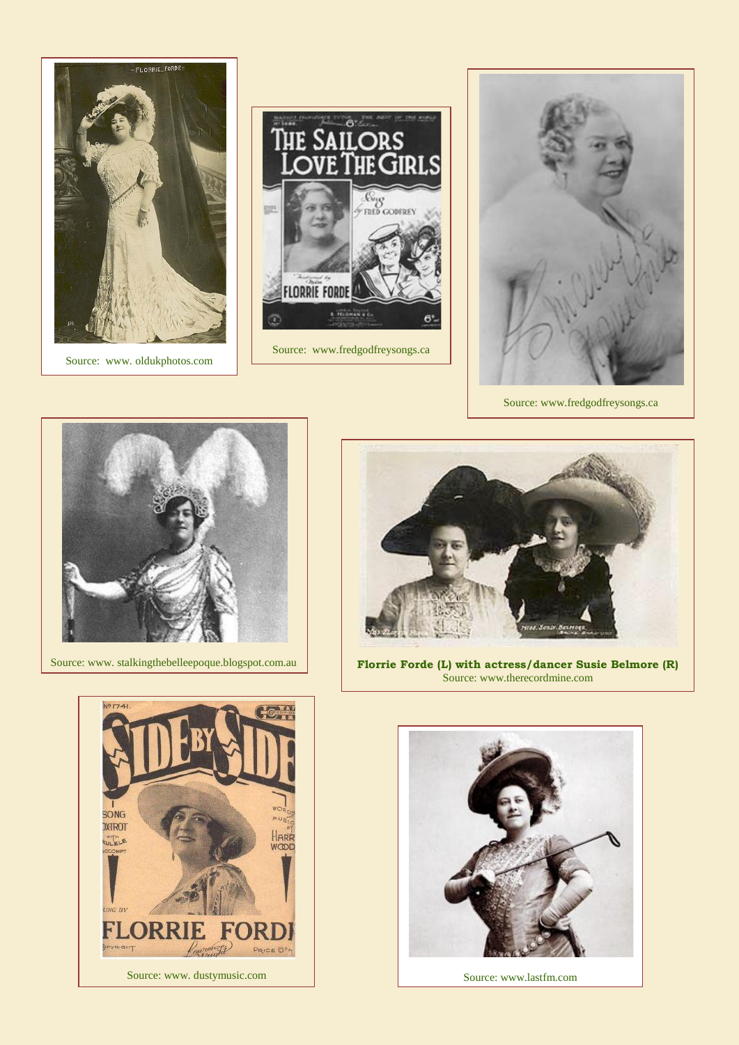Source: www. oldukphotos.com

Source: www.fredgodfreysongs.ca

Source: www.fredgodfreysongs.ca

Source: www. stalkingthebelleepoque.blogspot.com.au

**Florrie Forde (L) with actress/dancer Susie Belmore (R)**
Source: www.therecordmine.com

Source: www. dustymusic.com

Source: www.lastfm.com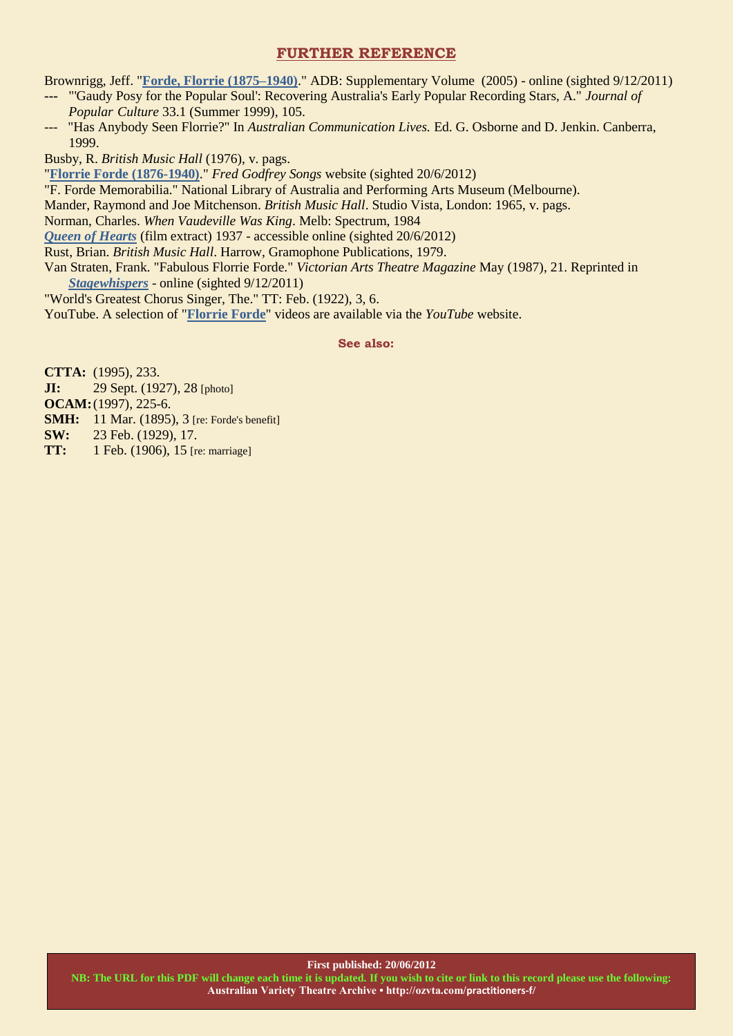## FURTHER REFERENCE

Brownrigg, Jeff. "**Forde, Florrie (1875–1940)**." ADB: Supplementary Volume (2005) - online (sighted 9/12/2011)

--- "'Gaudy Posy for the Popular Soul': Recovering Australia's Early Popular Recording Stars, A." *Journal of Popular Culture* 33.1 (Summer 1999), 105.

--- "Has Anybody Seen Florrie?" In *Australian Communication Lives.* Ed. G. Osborne and D. Jenkin. Canberra, 1999.

Busby, R. *British Music Hall* (1976), v. pags.

"**Florrie Forde (1876-1940)**." *Fred Godfrey Songs* website (sighted 20/6/2012)

"F. Forde Memorabilia." National Library of Australia and Performing Arts Museum (Melbourne).

Mander, Raymond and Joe Mitchenson. *British Music Hall*. Studio Vista, London: 1965, v. pags.

Norman, Charles. *When Vaudeville Was King*. Melb: Spectrum, 1984

***Queen of Hearts*** (film extract) 1937 - accessible online (sighted 20/6/2012)

Rust, Brian. *British Music Hall*. Harrow, Gramophone Publications, 1979.

Van Straten, Frank. "Fabulous Florrie Forde." *Victorian Arts Theatre Magazine* May (1987), 21. Reprinted in ***Stagewhispers*** - online (sighted 9/12/2011)

"World's Greatest Chorus Singer, The." TT: Feb. (1922), 3, 6.

YouTube. A selection of "**Florrie Forde**" videos are available via the *YouTube* website.

**See also:**

**CTTA:** (1995), 233.
**JI:** 29 Sept. (1927), 28 [photo]
**OCAM:** (1997), 225-6.
**SMH:** 11 Mar. (1895), 3 [re: Forde's benefit]
**SW:** 23 Feb. (1929), 17.
**TT:** 1 Feb. (1906), 15 [re: marriage]

**First published: 20/06/2012**
**NB: The URL for this PDF will change each time it is updated. If you wish to cite or link to this record please use the following:**
**Australian Variety Theatre Archive • http://ozvta.com/practitioners-f/**